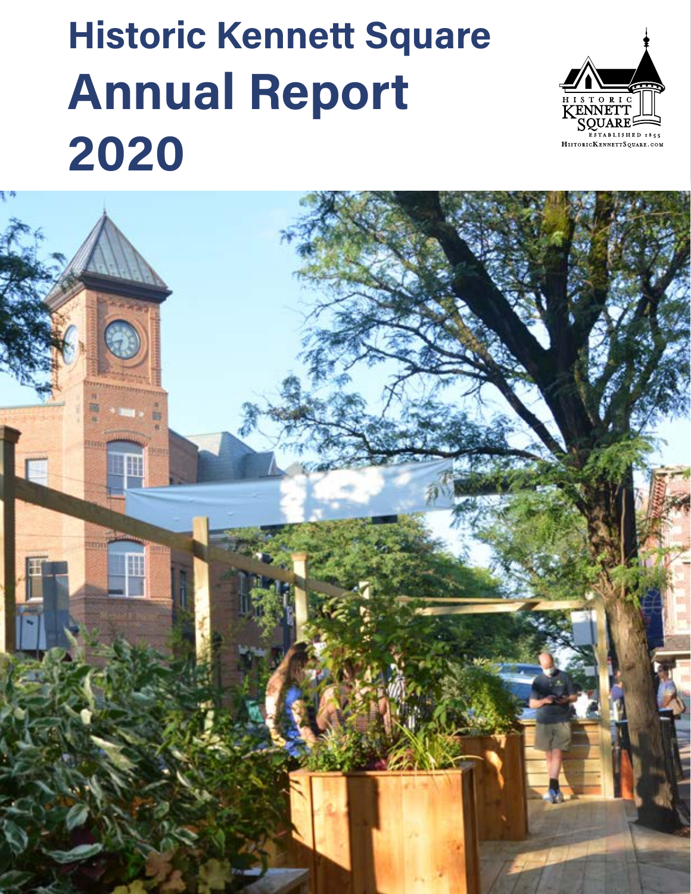# Historic Kennett Square Annual Report 2020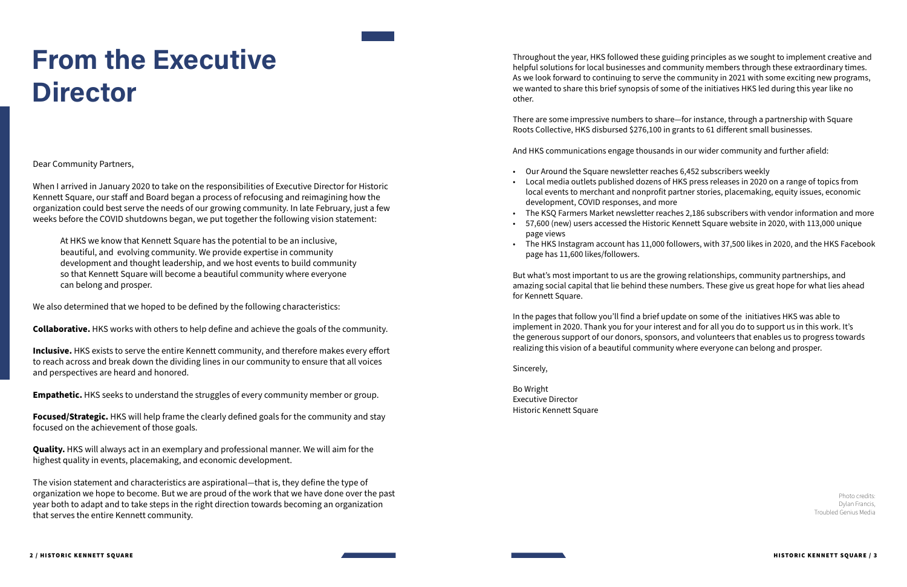# From the Executive Director

Dear Community Partners,

When I arrived in January 2020 to take on the responsibilities of Executive Director for Historic Kennett Square, our staff and Board began a process of refocusing and reimagining how the organization could best serve the needs of our growing community. In late February, just a few weeks before the COVID shutdowns began, we put together the following vision statement:

> At HKS we know that Kennett Square has the potential to be an inclusive, beautiful, and evolving community. We provide expertise in community development and thought leadership, and we host events to build community so that Kennett Square will become a beautiful community where everyone can belong and prosper.

We also determined that we hoped to be defined by the following characteristics:

**Collaborative.** HKS works with others to help define and achieve the goals of the community.

**Inclusive.** HKS exists to serve the entire Kennett community, and therefore makes every effort to reach across and break down the dividing lines in our community to ensure that all voices and perspectives are heard and honored.

**Empathetic.** HKS seeks to understand the struggles of every community member or group.

**Focused/Strategic.** HKS will help frame the clearly defined goals for the community and stay focused on the achievement of those goals.

**Quality.** HKS will always act in an exemplary and professional manner. We will aim for the highest quality in events, placemaking, and economic development.

The vision statement and characteristics are aspirational—that is, they define the type of organization we hope to become. But we are proud of the work that we have done over the past year both to adapt and to take steps in the right direction towards becoming an organization that serves the entire Kennett community.

Throughout the year, HKS followed these guiding principles as we sought to implement creative and helpful solutions for local businesses and community members through these extraordinary times. As we look forward to continuing to serve the community in 2021 with some exciting new programs, we wanted to share this brief synopsis of some of the initiatives HKS led during this year like no other.

There are some impressive numbers to share—for instance, through a partnership with Square Roots Collective, HKS disbursed $276,100 in grants to 61 different small businesses.

And HKS communications engage thousands in our wider community and further afield:

- Our Around the Square newsletter reaches 6,452 subscribers weekly
- Local media outlets published dozens of HKS press releases in 2020 on a range of topics from local events to merchant and nonprofit partner stories, placemaking, equity issues, economic development, COVID responses, and more
- The KSQ Farmers Market newsletter reaches 2,186 subscribers with vendor information and more
- 57,600 (new) users accessed the Historic Kennett Square website in 2020, with 113,000 unique page views
- The HKS Instagram account has 11,000 followers, with 37,500 likes in 2020, and the HKS Facebook page has 11,600 likes/followers.

But what's most important to us are the growing relationships, community partnerships, and amazing social capital that lie behind these numbers. These give us great hope for what lies ahead for Kennett Square.

In the pages that follow you'll find a brief update on some of the initiatives HKS was able to implement in 2020. Thank you for your interest and for all you do to support us in this work. It's the generous support of our donors, sponsors, and volunteers that enables us to progress towards realizing this vision of a beautiful community where everyone can belong and prosper.

Sincerely,

Bo Wright
Executive Director
Historic Kennett Square

Photo credits:
Dylan Francis,
Troubled Genius Media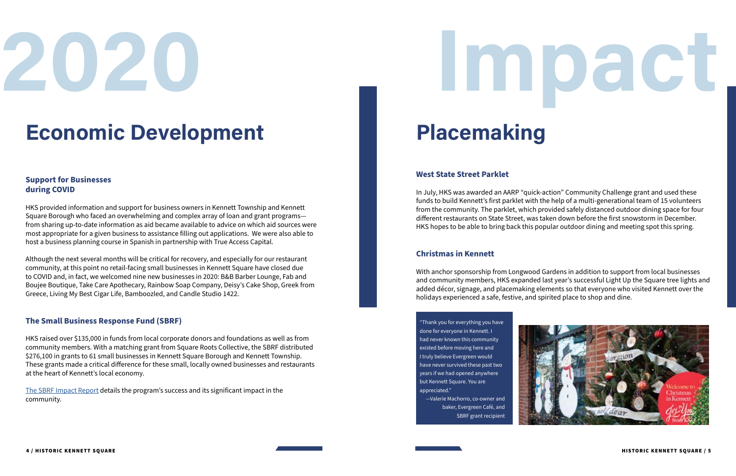# 2020 Impact

## Economic Development

### Support for Businesses during COVID

HKS provided information and support for business owners in Kennett Township and Kennett Square Borough who faced an overwhelming and complex array of loan and grant programs—from sharing up-to-date information as aid became available to advice on which aid sources were most appropriate for a given business to assistance filling out applications. We were also able to host a business planning course in Spanish in partnership with True Access Capital.

Although the next several months will be critical for recovery, and especially for our restaurant community, at this point no retail-facing small businesses in Kennett Square have closed due to COVID and, in fact, we welcomed nine new businesses in 2020: B&B Barber Lounge, Fab and Boujee Boutique, Take Care Apothecary, Rainbow Soap Company, Deisy's Cake Shop, Greek from Greece, Living My Best Cigar Life, Bamboozled, and Candle Studio 1422.

### The Small Business Response Fund (SBRF)

HKS raised over $135,000 in funds from local corporate donors and foundations as well as from community members. With a matching grant from Square Roots Collective, the SBRF distributed $276,100 in grants to 61 small businesses in Kennett Square Borough and Kennett Township. These grants made a critical difference for these small, locally owned businesses and restaurants at the heart of Kennett's local economy.

The SBRF Impact Report details the program's success and its significant impact in the community.

## Placemaking

### West State Street Parklet

In July, HKS was awarded an AARP "quick-action" Community Challenge grant and used these funds to build Kennett's first parklet with the help of a multi-generational team of 15 volunteers from the community. The parklet, which provided safely distanced outdoor dining space for four different restaurants on State Street, was taken down before the first snowstorm in December. HKS hopes to be able to bring back this popular outdoor dining and meeting spot this spring.

### Christmas in Kennett

With anchor sponsorship from Longwood Gardens in addition to support from local businesses and community members, HKS expanded last year's successful Light Up the Square tree lights and added décor, signage, and placemaking elements so that everyone who visited Kennett over the holidays experienced a safe, festive, and spirited place to shop and dine.

> "Thank you for everything you have done for everyone in Kennett. I had never known this community existed before moving here and I truly believe Evergreen would have never survived these past two years if we had opened anywhere but Kennett Square. You are appreciated."
>
> —Valerie Machorro, co-owner and baker, Evergreen Café, and SBRF grant recipient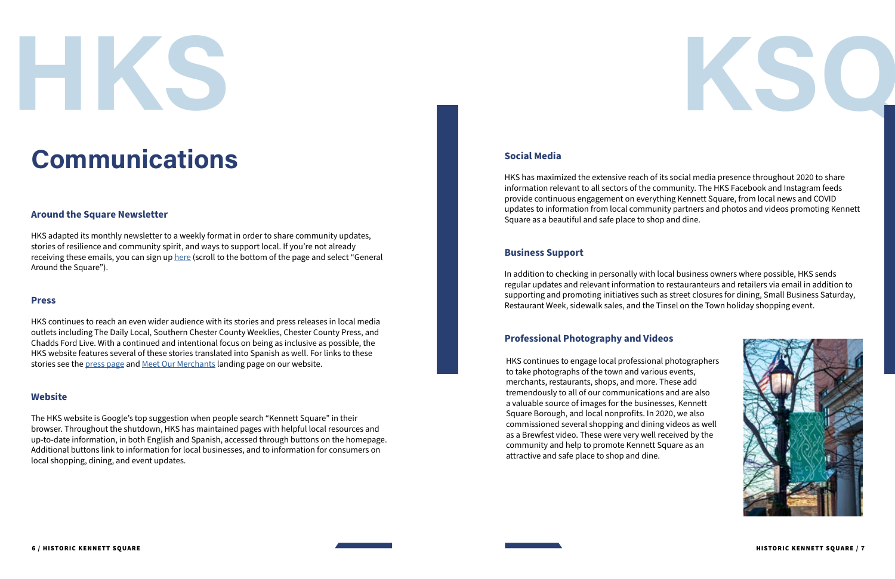# Communications

## Around the Square Newsletter

HKS adapted its monthly newsletter to a weekly format in order to share community updates, stories of resilience and community spirit, and ways to support local. If you're not already receiving these emails, you can sign up here (scroll to the bottom of the page and select "General Around the Square").

## Press

HKS continues to reach an even wider audience with its stories and press releases in local media outlets including The Daily Local, Southern Chester County Weeklies, Chester County Press, and Chadds Ford Live. With a continued and intentional focus on being as inclusive as possible, the HKS website features several of these stories translated into Spanish as well. For links to these stories see the press page and Meet Our Merchants landing page on our website.

## Website

The HKS website is Google's top suggestion when people search "Kennett Square" in their browser. Throughout the shutdown, HKS has maintained pages with helpful local resources and up-to-date information, in both English and Spanish, accessed through buttons on the homepage. Additional buttons link to information for local businesses, and to information for consumers on local shopping, dining, and event updates.

## Social Media

HKS has maximized the extensive reach of its social media presence throughout 2020 to share information relevant to all sectors of the community. The HKS Facebook and Instagram feeds provide continuous engagement on everything Kennett Square, from local news and COVID updates to information from local community partners and photos and videos promoting Kennett Square as a beautiful and safe place to shop and dine.

## Business Support

In addition to checking in personally with local business owners where possible, HKS sends regular updates and relevant information to restauranteurs and retailers via email in addition to supporting and promoting initiatives such as street closures for dining, Small Business Saturday, Restaurant Week, sidewalk sales, and the Tinsel on the Town holiday shopping event.

## Professional Photography and Videos

HKS continues to engage local professional photographers to take photographs of the town and various events, merchants, restaurants, shops, and more. These add tremendously to all of our communications and are also a valuable source of images for the businesses, Kennett Square Borough, and local nonprofits. In 2020, we also commissioned several shopping and dining videos as well as a Brewfest video. These were very well received by the community and help to promote Kennett Square as an attractive and safe place to shop and dine.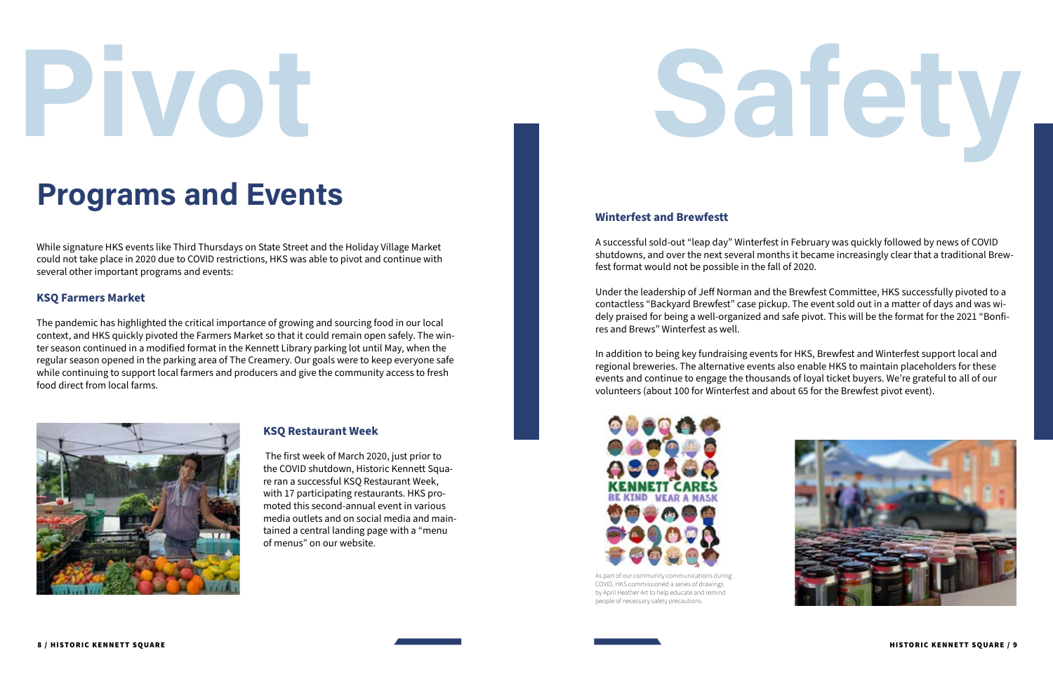# Pivot

## Programs and Events

While signature HKS events like Third Thursdays on State Street and the Holiday Village Market could not take place in 2020 due to COVID restrictions, HKS was able to pivot and continue with several other important programs and events:

### KSQ Farmers Market

The pandemic has highlighted the critical importance of growing and sourcing food in our local context, and HKS quickly pivoted the Farmers Market so that it could remain open safely. The winter season continued in a modified format in the Kennett Library parking lot until May, when the regular season opened in the parking area of The Creamery. Our goals were to keep everyone safe while continuing to support local farmers and producers and give the community access to fresh food direct from local farms.

### KSQ Restaurant Week

The first week of March 2020, just prior to the COVID shutdown, Historic Kennett Square ran a successful KSQ Restaurant Week, with 17 participating restaurants. HKS promoted this second-annual event in various media outlets and on social media and maintained a central landing page with a "menu of menus" on our website.

# Safety

### Winterfest and Brewfestt

A successful sold-out "leap day" Winterfest in February was quickly followed by news of COVID shutdowns, and over the next several months it became increasingly clear that a traditional Brewfest format would not be possible in the fall of 2020.

Under the leadership of Jeff Norman and the Brewfest Committee, HKS successfully pivoted to a contactless "Backyard Brewfest" case pickup. The event sold out in a matter of days and was widely praised for being a well-organized and safe pivot. This will be the format for the 2021 "Bonfires and Brews" Winterfest as well.

In addition to being key fundraising events for HKS, Brewfest and Winterfest support local and regional breweries. The alternative events also enable HKS to maintain placeholders for these events and continue to engage the thousands of loyal ticket buyers. We're grateful to all of our volunteers (about 100 for Winterfest and about 65 for the Brewfest pivot event).

As part of our community communications during COVID, HKS commissioned a series of drawings by April Heather Art to help educate and remind people of necessary safety precautions.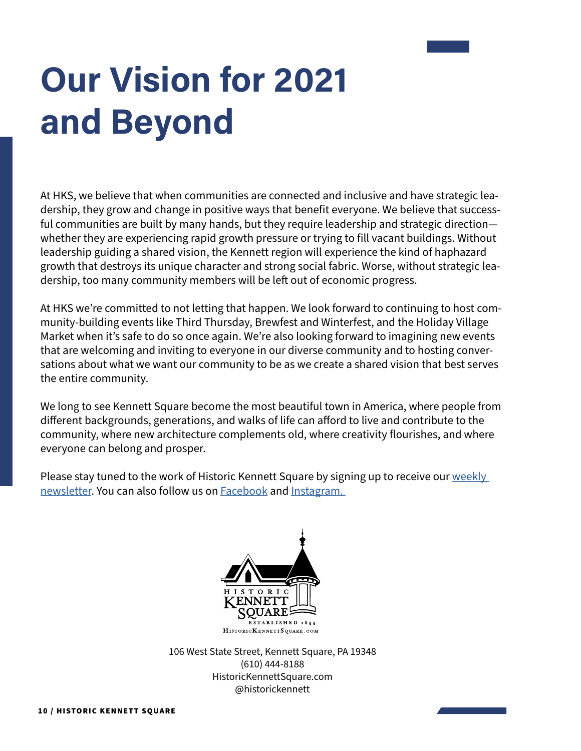# Our Vision for 2021 and Beyond

At HKS, we believe that when communities are connected and inclusive and have strategic leadership, they grow and change in positive ways that benefit everyone. We believe that successful communities are built by many hands, but they require leadership and strategic direction—whether they are experiencing rapid growth pressure or trying to fill vacant buildings. Without leadership guiding a shared vision, the Kennett region will experience the kind of haphazard growth that destroys its unique character and strong social fabric. Worse, without strategic leadership, too many community members will be left out of economic progress.

At HKS we're committed to not letting that happen. We look forward to continuing to host community-building events like Third Thursday, Brewfest and Winterfest, and the Holiday Village Market when it's safe to do so once again. We're also looking forward to imagining new events that are welcoming and inviting to everyone in our diverse community and to hosting conversations about what we want our community to be as we create a shared vision that best serves the entire community.

We long to see Kennett Square become the most beautiful town in America, where people from different backgrounds, generations, and walks of life can afford to live and contribute to the community, where new architecture complements old, where creativity flourishes, and where everyone can belong and prosper.

Please stay tuned to the work of Historic Kennett Square by signing up to receive our weekly newsletter. You can also follow us on Facebook and Instagram.

HISTORIC KENNETT SQUARE
ESTABLISHED 1855
HistoricKennettSquare.com

106 West State Street, Kennett Square, PA 19348
(610) 444-8188
HistoricKennettSquare.com
@historickennett